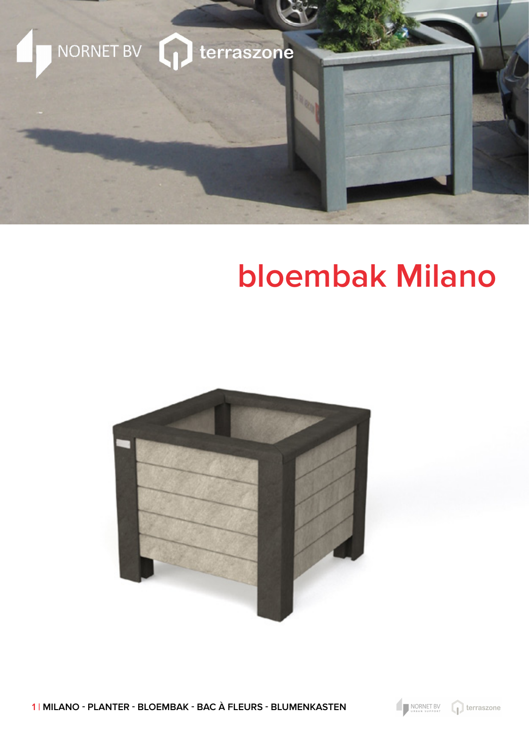# bloembak Milano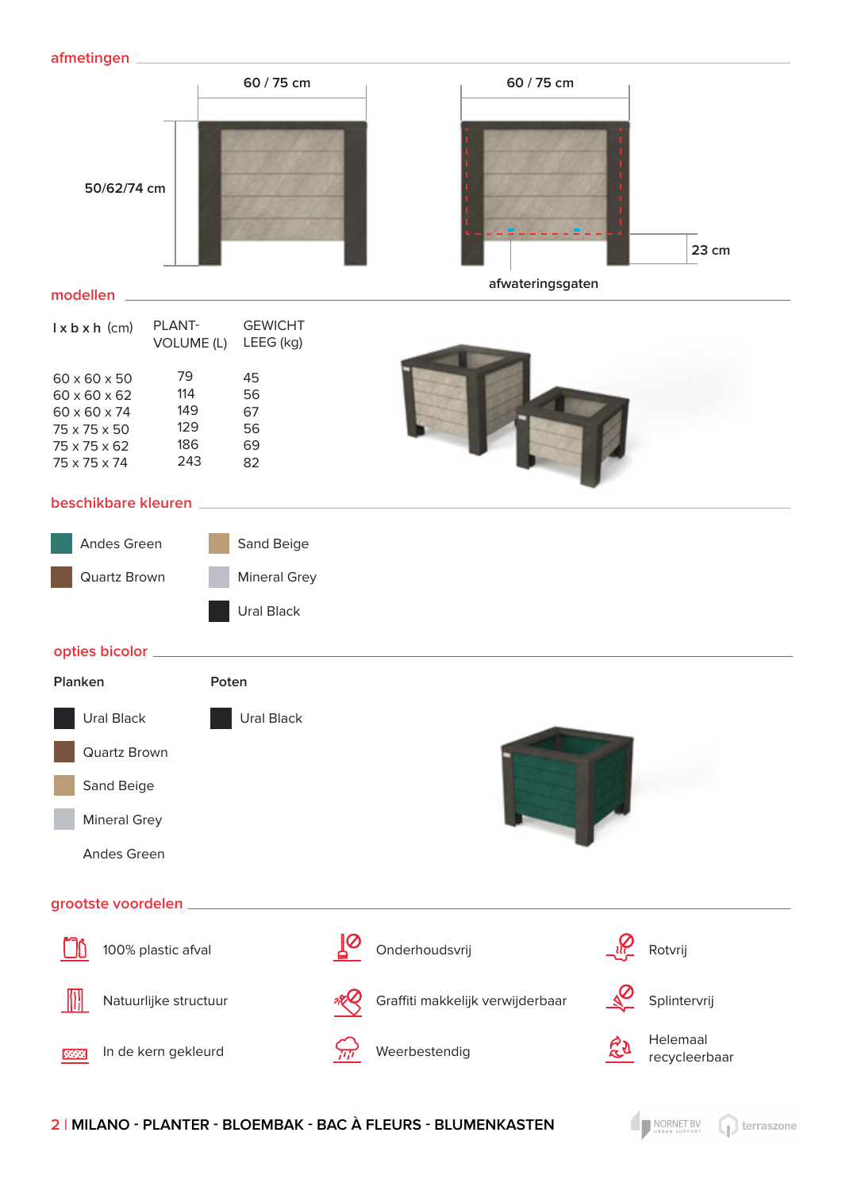## afmetingen

60 / 75 cm

50/62/74 cm

60 / 75 cm

23 cm

afwateringsgaten

## modellen

| l x b x h (cm) | PLANT-VOLUME (L) | GEWICHT LEEG (kg) |
|---|---|---|
| 60 x 60 x 50 | 79 | 45 |
| 60 x 60 x 62 | 114 | 56 |
| 60 x 60 x 74 | 149 | 67 |
| 75 x 75 x 50 | 129 | 56 |
| 75 x 75 x 62 | 186 | 69 |
| 75 x 75 x 74 | 243 | 82 |

## beschikbare kleuren

- Andes Green
- Quartz Brown
- Sand Beige
- Mineral Grey
- Ural Black

## opties bicolor

| Planken | Poten |
|---|---|
| Ural Black | Ural Black |
| Quartz Brown | |
| Sand Beige | |
| Mineral Grey | |
| Andes Green | |

## grootste voordelen

- 100% plastic afval
- Natuurlijke structuur
- In de kern gekleurd
- Onderhoudsvrij
- Graffiti makkelijk verwijderbaar
- Weerbestendig
- Rotvrij
- Splintervrij
- Helemaal recycleerbaar

**MILANO - PLANTER - BLOEMBAK - BAC À FLEURS - BLUMENKASTEN**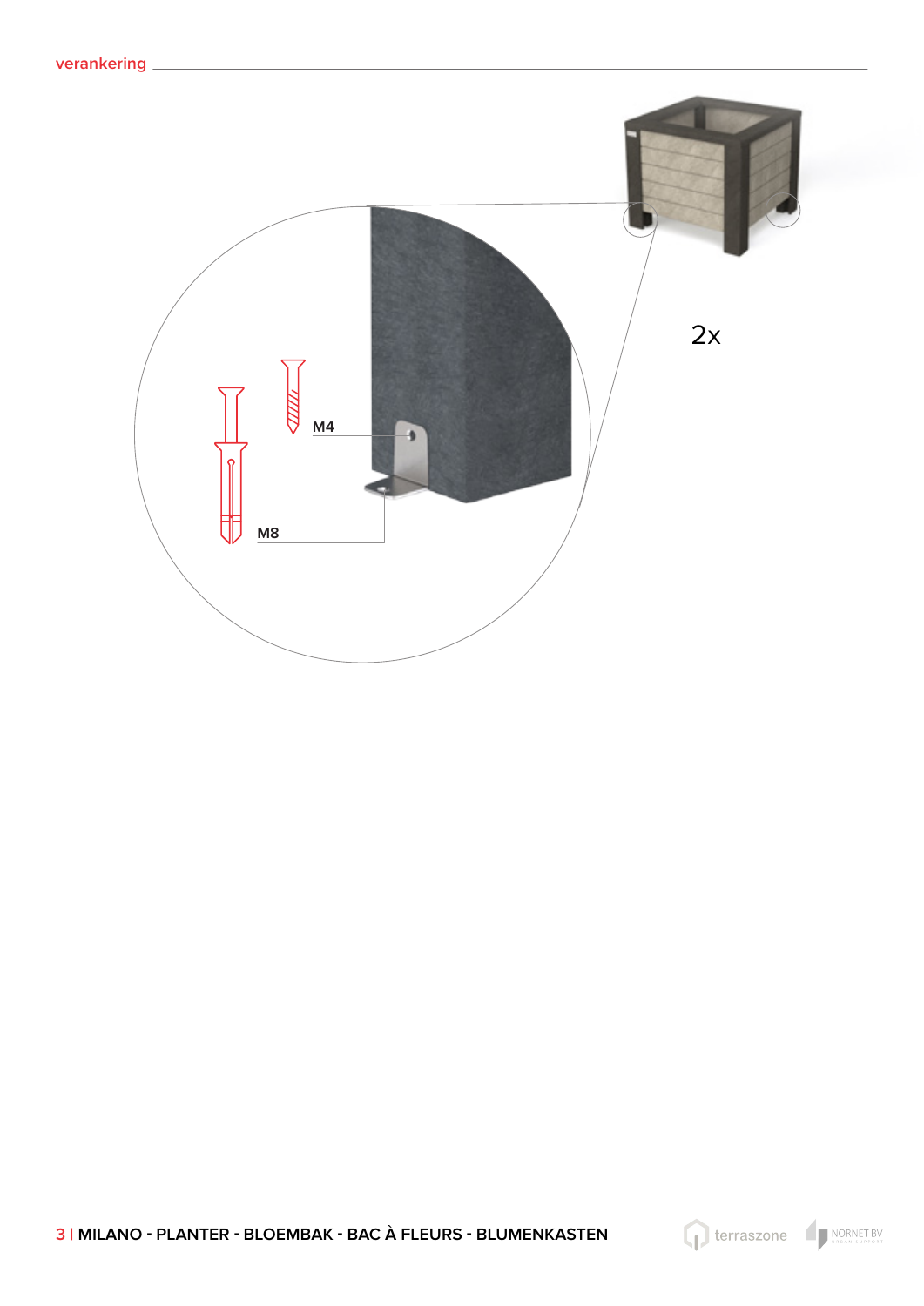## verankering

M4

M8

2x